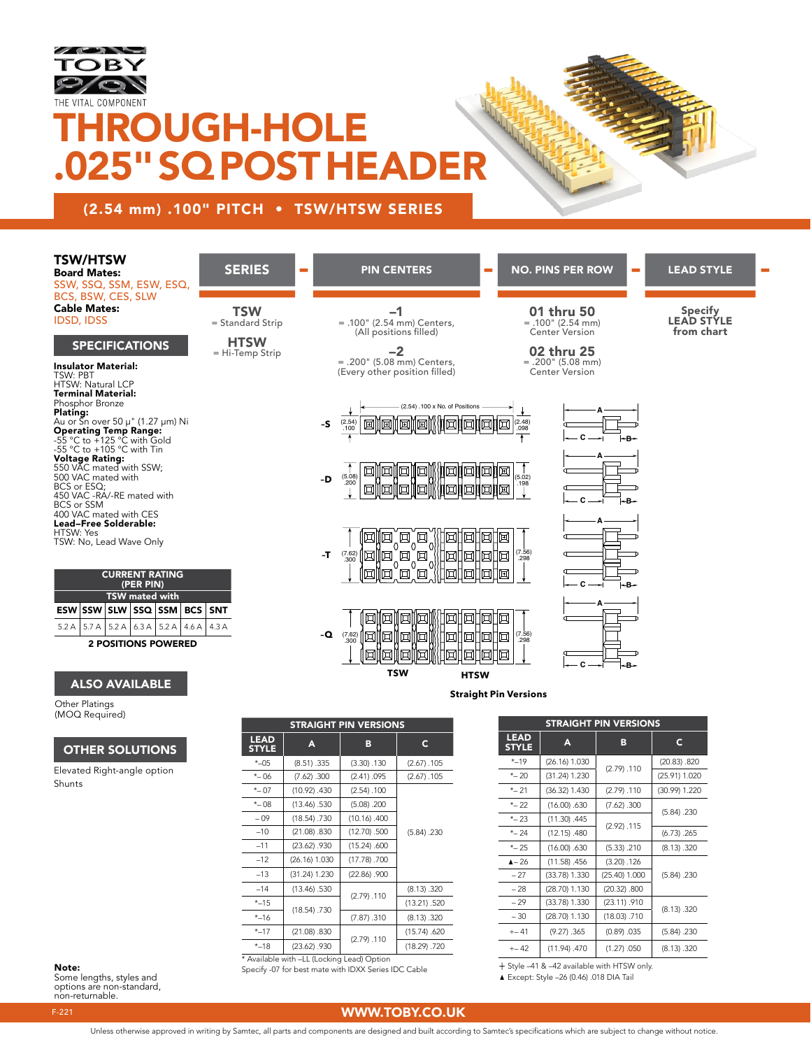TOBY

THE VITAL COMPONENT

# THROUGH-HOLE .025" SQ POST HEADER

## (2.54 mm) .100" PITCH • TSW/HTSW SERIES

### TSW/HTSW

**Board Mates:**
SSW, SSQ, SSM, ESW, ESQ, BCS, BSW, CES, SLW

**Cable Mates:**
IDSD, IDSS

## SPECIFICATIONS

**Insulator Material:**
TSW: PBT
HTSW: Natural LCP

**Terminal Material:**
Phosphor Bronze

**Plating:**
Au or Sn over 50 µ" (1.27 µm) Ni

**Operating Temp Range:**
-55 °C to +125 °C with Gold
-55 °C to +105 °C with Tin

**Voltage Rating:**
550 VAC mated with SSW;
500 VAC mated with BCS or ESQ;
450 VAC -RA/-RE mated with BCS or SSM
400 VAC mated with CES

**Lead–Free Solderable:**
HTSW: Yes
TSW: No, Lead Wave Only

| CURRENT RATING (PER PIN) | | | | | | |
|---|---|---|---|---|---|---|
| TSW mated with | | | | | | |
| ESW | SSW | SLW | SSQ | SSM | BCS | SNT |
| 5.2 A | 5.7 A | 5.2 A | 6.3 A | 5.2 A | 4.6 A | 4.3 A |

**2 POSITIONS POWERED**

## ALSO AVAILABLE

Other Platings
(MOQ Required)

## OTHER SOLUTIONS

Elevated Right-angle option
Shunts

**Note:**
Some lengths, styles and options are non-standard, non-returnable.

| SERIES | PIN CENTERS | NO. PINS PER ROW | LEAD STYLE |
|---|---|---|---|
| **TSW** = Standard Strip | **–1** = .100" (2.54 mm) Centers, (All positions filled) | **01 thru 50** = .100" (2.54 mm) Center Version | Specify **LEAD STYLE** from chart |
| **HTSW** = Hi-Temp Strip | **–2** = .200" (5.08 mm) Centers, (Every other position filled) | **02 thru 25** = .200" (5.08 mm) Center Version | |

-S: (2.54) .100; (2.54) .100 x No. of Positions; (2.48) .098

-D: (5.08) .200; (5.02) .198

-T: (7.62) .300; (7.56) .298

-Q: (7.62) .300; (7.56) .298

TSW HTSW

Straight Pin Versions

| LEAD STYLE | A | B | C |
|---|---|---|---|
| *–05 | (8.51) .335 | (3.30) .130 | (2.67) .105 |
| *– 06 | (7.62) .300 | (2.41) .095 | (2.67) .105 |
| *– 07 | (10.92) .430 | (2.54) .100 | (5.84) .230 |
| *– 08 | (13.46) .530 | (5.08) .200 | (5.84) .230 |
| – 09 | (18.54) .730 | (10.16) .400 | (5.84) .230 |
| –10 | (21.08) .830 | (12.70) .500 | (5.84) .230 |
| –11 | (23.62) .930 | (15.24) .600 | (5.84) .230 |
| –12 | (26.16) 1.030 | (17.78) .700 | (5.84) .230 |
| –13 | (31.24) 1.230 | (22.86) .900 | (5.84) .230 |
| –14 | (13.46) .530 | (2.79) .110 | (8.13) .320 |
| *–15 | (18.54) .730 | (2.79) .110 | (13.21) .520 |
| *–16 | (18.54) .730 | (7.87) .310 | (8.13) .320 |
| *–17 | (21.08) .830 | (2.79) .110 | (15.74) .620 |
| *–18 | (23.62) .930 | (2.79) .110 | (18.29) .720 |

\* Available with –LL (Locking Lead) Option
Specify -07 for best mate with IDXX Series IDC Cable

| LEAD STYLE | A | B | C |
|---|---|---|---|
| *–19 | (26.16) 1.030 | (2.79) .110 | (20.83) .820 |
| *– 20 | (31.24) 1.230 | (2.79) .110 | (25.91) 1.020 |
| *– 21 | (36.32) 1.430 | (2.79) .110 | (30.99) 1.220 |
| *– 22 | (16.00) .630 | (7.62) .300 | (5.84) .230 |
| *– 23 | (11.30) .445 | (2.92) .115 | (5.84) .230 |
| *– 24 | (12.15) .480 | (2.92) .115 | (6.73) .265 |
| *– 25 | (16.00) .630 | (5.33) .210 | (8.13) .320 |
| ▲– 26 | (11.58) .456 | (3.20) .126 | (5.84) .230 |
| – 27 | (33.78) 1.330 | (25.40) 1.000 | (5.84) .230 |
| – 28 | (28.70) 1.130 | (20.32) .800 | (5.84) .230 |
| – 29 | (33.78) 1.330 | (23.11) .910 | (8.13) .320 |
| – 30 | (28.70) 1.130 | (18.03) .710 | (8.13) .320 |
| +– 41 | (9.27) .365 | (0.89) .035 | (5.84) .230 |
| +– 42 | (11.94) .470 | (1.27) .050 | (8.13) .320 |

+ Style –41 & –42 available with HTSW only.
▲ Except: Style –26 (0.46) .018 DIA Tail

WWW.TOBY.CO.UK

Unless otherwise approved in writing by Samtec, all parts and components are designed and built according to Samtec's specifications which are subject to change without notice.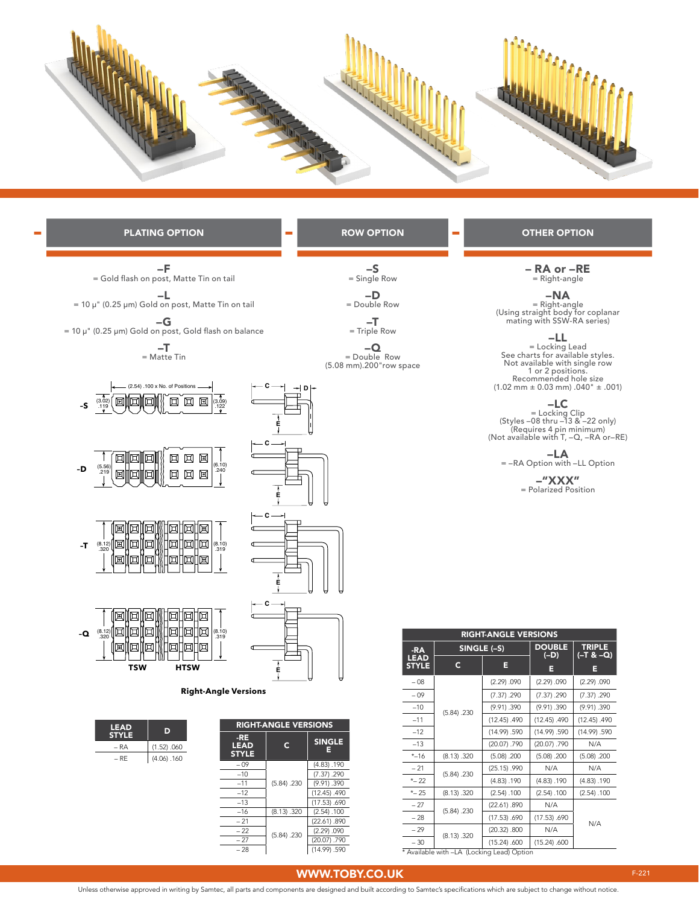## PLATING OPTION

**–F**
= Gold flash on post, Matte Tin on tail

**–L**
= 10 µ" (0.25 µm) Gold on post, Matte Tin on tail

**–G**
= 10 µ" (0.25 µm) Gold on post, Gold flash on balance

**–T**
= Matte Tin

## ROW OPTION

**–S**
= Single Row

**–D**
= Double Row

**–T**
= Triple Row

**–Q**
= Double Row
(5.08 mm).200"row space

## OTHER OPTION

**– RA or –RE**
= Right-angle

**–NA**
= Right-angle
(Using straight body for coplanar mating with SSW-RA series)

**–LL**
= Locking Lead
See charts for available styles.
Not available with single row
1 or 2 positions.
Recommended hole size
(1.02 mm ± 0.03 mm) .040" ± .001)

**–LC**
= Locking Clip
(Styles –08 thru –13 & –22 only)
(Requires 4 pin minimum)
(Not available with T, –Q, –RA or–RE)

**–LA**
= –RA Option with –LL Option

**–"XXX"**
= Polarized Position

(2.54) .100 x No. of Positions

-S (3.02) .119 (3.09) .122

-D (5.56) .219 (6.10) .240

-T (8.12) .320 (8.10) .319

-Q (8.12) .320 (8.10) .319

TSW HTSW

C D E

**Right-Angle Versions**

| LEAD STYLE | D |
|---|---|
| – RA | (1.52) .060 |
| – RE | (4.06) .160 |

| RIGHT-ANGLE VERSIONS | | |
|---|---|---|
| -RE LEAD STYLE | C | SINGLE E |
| – 09 | (5.84) .230 | (4.83) .190 |
| –10 | | (7.37) .290 |
| –11 | | (9.91) .390 |
| –12 | | (12.45) .490 |
| –13 | | (17.53) .690 |
| –16 | (8.13) .320 | (2.54) .100 |
| – 21 | (5.84) .230 | (22.61) .890 |
| – 22 | | (2.29) .090 |
| – 27 | | (20.07) .790 |
| – 28 | | (14.99) .590 |

| RIGHT-ANGLE VERSIONS | | | | |
|---|---|---|---|---|
| -RA LEAD STYLE | SINGLE (–S) C | SINGLE (–S) E | DOUBLE (–D) E | TRIPLE (–T & –Q) E |
| – 08 | (5.84) .230 | (2.29) .090 | (2.29) .090 | (2.29) .090 |
| – 09 | | (7.37) .290 | (7.37) .290 | (7.37) .290 |
| –10 | | (9.91) .390 | (9.91) .390 | (9.91) .390 |
| –11 | | (12.45) .490 | (12.45) .490 | (12.45) .490 |
| –12 | | (14.99) .590 | (14.99) .590 | (14.99) .590 |
| –13 | | (20.07) .790 | (20.07) .790 | N/A |
| *–16 | (8.13) .320 | (5.08) .200 | (5.08) .200 | (5.08) .200 |
| – 21 | (5.84) .230 | (25.15) .990 | N/A | N/A |
| *– 22 | | (4.83) .190 | (4.83) .190 | (4.83) .190 |
| *– 25 | (8.13) .320 | (2.54) .100 | (2.54) .100 | (2.54) .100 |
| – 27 | (5.84) .230 | (22.61) .890 | N/A | N/A |
| – 28 | | (17.53) .690 | (17.53) .690 | |
| – 29 | (8.13) .320 | (20.32) .800 | N/A | |
| – 30 | | (15.24) .600 | (15.24) .600 | |

* Available with –LA (Locking Lead) Option

WWW.TOBY.CO.UK

Unless otherwise approved in writing by Samtec, all parts and components are designed and built according to Samtec's specifications which are subject to change without notice.